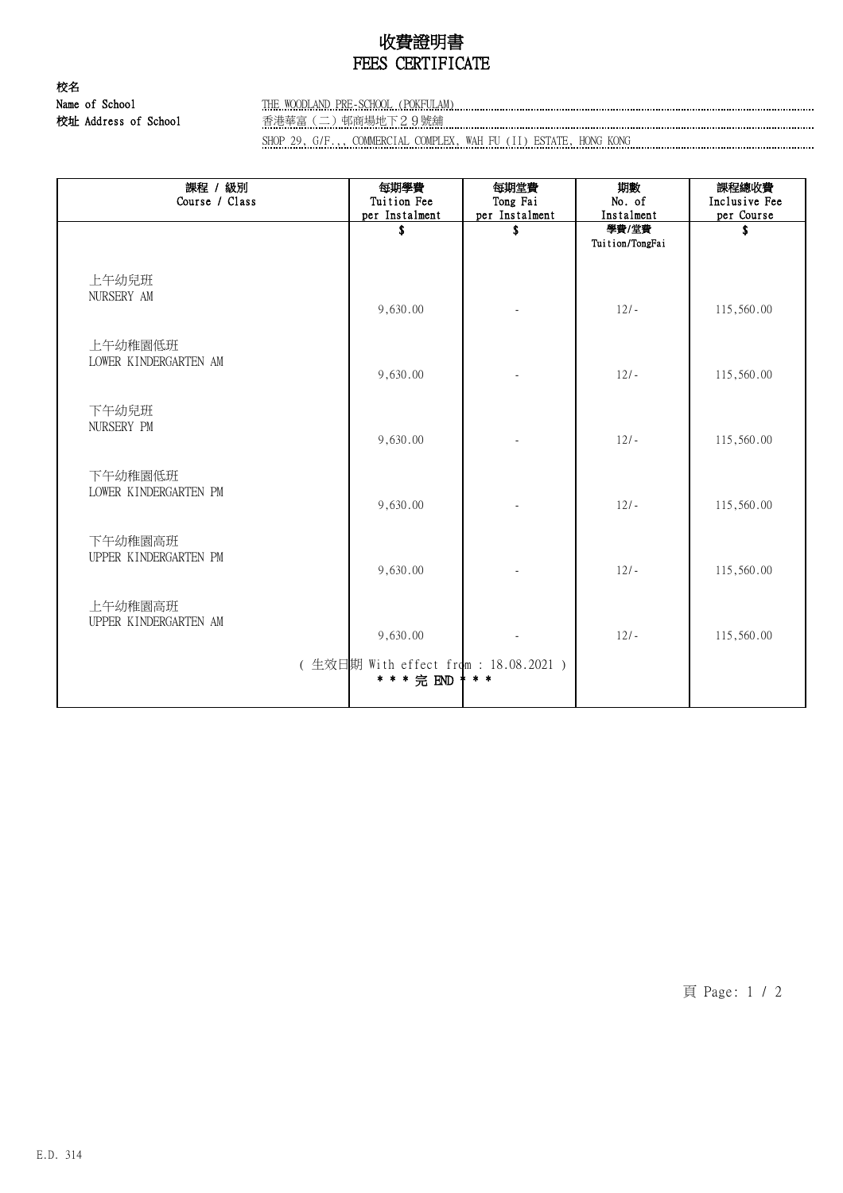# 收費證明書
# FEES CERTIFICATE

**校名**
**Name of School** THE WOODLAND PRE-SCHOOL (POKFULAM)
**校址 Address of School** 香港華富(二)邨商場地下29號舖
SHOP 29, G/F.,, COMMERCIAL COMPLEX, WAH FU (II) ESTATE, HONG KONG

| 課程 / 級別<br>Course / Class | 每期學費<br>Tuition Fee<br>per Instalment | 每期堂費<br>Tong Fai<br>per Instalment | 期數<br>No. of<br>Instalment | 課程總收費<br>Inclusive Fee<br>per Course |
|---|---|---|---|---|
| | $ | $ | 學費/堂費<br>Tuition/TongFai | $ |
| 上午幼兒班<br>NURSERY AM | 9,630.00 | - | 12/- | 115,560.00 |
| 上午幼稚園低班<br>LOWER KINDERGARTEN AM | 9,630.00 | - | 12/- | 115,560.00 |
| 下午幼兒班<br>NURSERY PM | 9,630.00 | - | 12/- | 115,560.00 |
| 下午幼稚園低班<br>LOWER KINDERGARTEN PM | 9,630.00 | - | 12/- | 115,560.00 |
| 下午幼稚園高班<br>UPPER KINDERGARTEN PM | 9,630.00 | - | 12/- | 115,560.00 |
| 上午幼稚園高班<br>UPPER KINDERGARTEN AM | 9,630.00 | - | 12/- | 115,560.00 |

( 生效日期 With effect from : 18.08.2021 )

* * * 完 END * * *

E.D. 314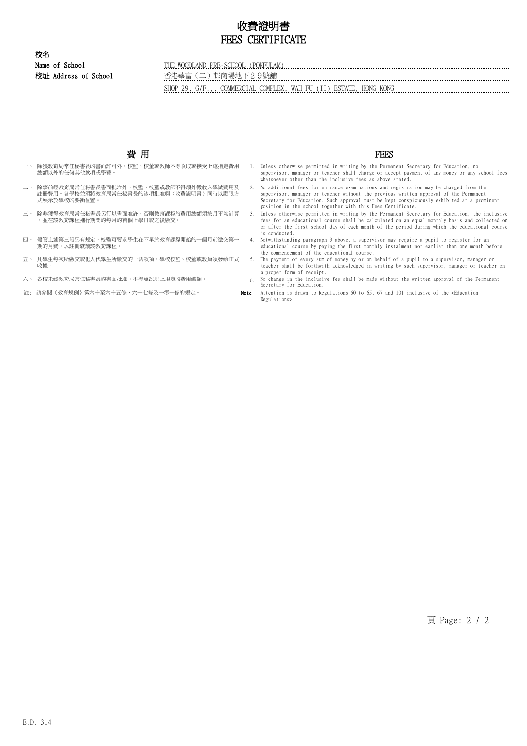# 收費證明書
# FEES CERTIFICATE

**校名**
**Name of School** THE WOODLAND PRE-SCHOOL (POKFULAM)
**校址 Address of School** 香港華富（二）邨商場地下２９號舖
SHOP 29, G/F.,, COMMERCIAL COMPLEX, WAH FU (II) ESTATE, HONG KONG

## 費 用

一、 除獲教育局常任秘書長的書面許可外，校監、校董或教師不得收取或接受上述指定費用總額以外的任何其他款項或學費。

二、 除事前經教育局常任秘書長書面批准外，校監、校董或教師不得額外徵收入學試費用及註冊費用。各學校並須將教育局常任秘書長的該項批准與〈收費證明書〉同時以顯眼方式展示於學校的要衝位置。

三、 除非獲得教育局常任秘書長另行以書面准許，否則教育課程的費用總額須按月平均計算，並在該教育課程進行期間的每月的首個上學日或之後繳交。

四、 儘管上述第三段另有規定，校監可要求學生在不早於教育課程開始的一個月前繳交第一期的月費，以註冊就讀該教育課程。

五、 凡學生每次所繳交或他人代學生所繳交的一切款項，學校校監、校董或教員須發給正式收據。

六、 各校未經教育局常任秘書長的書面批准，不得更改以上規定的費用總額。

註: 請參閱《教育規例》第六十至六十五條、六十七條及一零一條的規定。

## FEES

1. Unless otherwise permitted in writing by the Permanent Secretary for Education, no supervisor, manager or teacher shall charge or accept payment of any money or any school fees whatsoever other than the inclusive fees as above stated.
2. No additional fees for entrance examinations and registration may be charged from the supervisor, manager or teacher without the previous written approval of the Permanent Secretary for Education. Such approval must be kept conspicuously exhibited at a prominent position in the school together with this Fees Certificate.
3. Unless otherwise permitted in writing by the Permanent Secretary for Education, the inclusive fees for an educational course shall be calculated on an equal monthly basis and collected on or after the first school day of each month of the period during which the educational course is conducted.
4. Notwithstanding paragraph 3 above, a supervisor may require a pupil to register for an educational course by paying the first monthly instalment not earlier than one month before the commencement of the educational course.
5. The payment of every sum of money by or on behalf of a pupil to a supervisor, manager or teacher shall be forthwith acknowledged in writing by such supervisor, manager or teacher on a proper form of receipt.
6. No change in the inclusive fee shall be made without the written approval of the Permanent Secretary for Education.

**Note** Attention is drawn to Regulations 60 to 65, 67 and 101 inclusive of the <Education Regulations>

E.D. 314